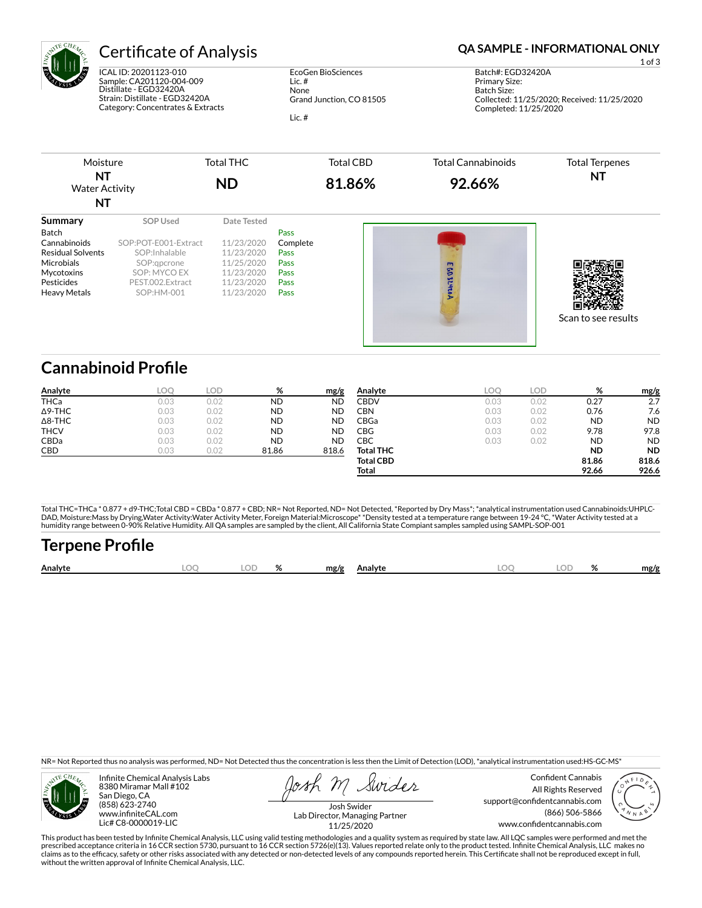# Certificate of Analysis

**QA SAMPLE - INFORMATIONAL ONLY**

ICAL ID: 20201123-010
Sample: CA201120-004-009
Distillate - EGD32420A
Strain: Distillate - EGD32420A
Category: Concentrates & Extracts

EcoGen BioSciences
Lic. #
None
Grand Junction, CO 81505

Lic. #

Batch#: EGD32420A
Primary Size:
Batch Size:
Collected: 11/25/2020; Received: 11/25/2020
Completed: 11/25/2020

| Moisture | Total THC | Total CBD | Total Cannabinoids | Total Terpenes |
|---|---|---|---|---|
| **NT** | **ND** | **81.86%** | **92.66%** | **NT** |
| Water Activity | | | | |
| **NT** | | | | |

| Summary | SOP Used | Date Tested | |
|---|---|---|---|
| Batch | | | Pass |
| Cannabinoids | SOP:POT-E001-Extract | 11/23/2020 | Complete |
| Residual Solvents | SOP:Inhalable | 11/23/2020 | Pass |
| Microbials | SOP:qpcrone | 11/25/2020 | Pass |
| Mycotoxins | SOP: MYCO EX | 11/23/2020 | Pass |
| Pesticides | PEST.002.Extract | 11/23/2020 | Pass |
| Heavy Metals | SOP:HM-001 | 11/23/2020 | Pass |

Scan to see results

## Cannabinoid Profile

| Analyte | LOQ | LOD | % | mg/g |
|---|---|---|---|---|
| THCa | 0.03 | 0.02 | ND | ND |
| Δ9-THC | 0.03 | 0.02 | ND | ND |
| Δ8-THC | 0.03 | 0.02 | ND | ND |
| THCV | 0.03 | 0.02 | ND | ND |
| CBDa | 0.03 | 0.02 | ND | ND |
| CBD | 0.03 | 0.02 | 81.86 | 818.6 |
| CBDV | 0.03 | 0.02 | 0.27 | 2.7 |
| CBN | 0.03 | 0.02 | 0.76 | 7.6 |
| CBGa | 0.03 | 0.02 | ND | ND |
| CBG | 0.03 | 0.02 | 9.78 | 97.8 |
| CBC | 0.03 | 0.02 | ND | ND |
| **Total THC** | | | **ND** | **ND** |
| **Total CBD** | | | **81.86** | **818.6** |
| **Total** | | | **92.66** | **926.6** |

Total THC=THCa * 0.877 + d9-THC;Total CBD = CBDa * 0.877 + CBD; NR= Not Reported, ND= Not Detected, *Reported by Dry Mass*; *analytical instrumentation used Cannabinoids:UHPLC-DAD, Moisture:Mass by Drying,Water Activity:Water Activity Meter, Foreign Material:Microscope* *Density tested at a temperature range between 19-24 °C, *Water Activity tested at a humidity range between 0-90% Relative Humidity. All QA samples are sampled by the client, All California State Compiant samples sampled using SAMPL-SOP-001

## Terpene Profile

| Analyte | LOQ | LOD | % | mg/g | Analyte | LOQ | LOD | % | mg/g |
|---|---|---|---|---|---|---|---|---|---|

NR= Not Reported thus no analysis was performed, ND= Not Detected thus the concentration is less then the Limit of Detection (LOD), *analytical instrumentation used:HS-GC-MS*

Infinite Chemical Analysis Labs
8380 Miramar Mall #102
San Diego, CA
(858) 623-2740
www.infiniteCAL.com
Lic# C8-0000019-LIC

Josh Swider
Lab Director, Managing Partner
11/25/2020

Confident Cannabis
All Rights Reserved
support@confidentcannabis.com
(866) 506-5866
www.confidentcannabis.com

This product has been tested by Infinite Chemical Analysis, LLC using valid testing methodologies and a quality system as required by state law. All LQC samples were performed and met the prescribed acceptance criteria in 16 CCR section 5730, pursuant to 16 CCR section 5726(e)(13). Values reported relate only to the product tested. Infinite Chemical Analysis, LLC makes no claims as to the efficacy, safety or other risks associated with any detected or non-detected levels of any compounds reported herein. This Certificate shall not be reproduced except in full, without the written approval of Infinite Chemical Analysis, LLC.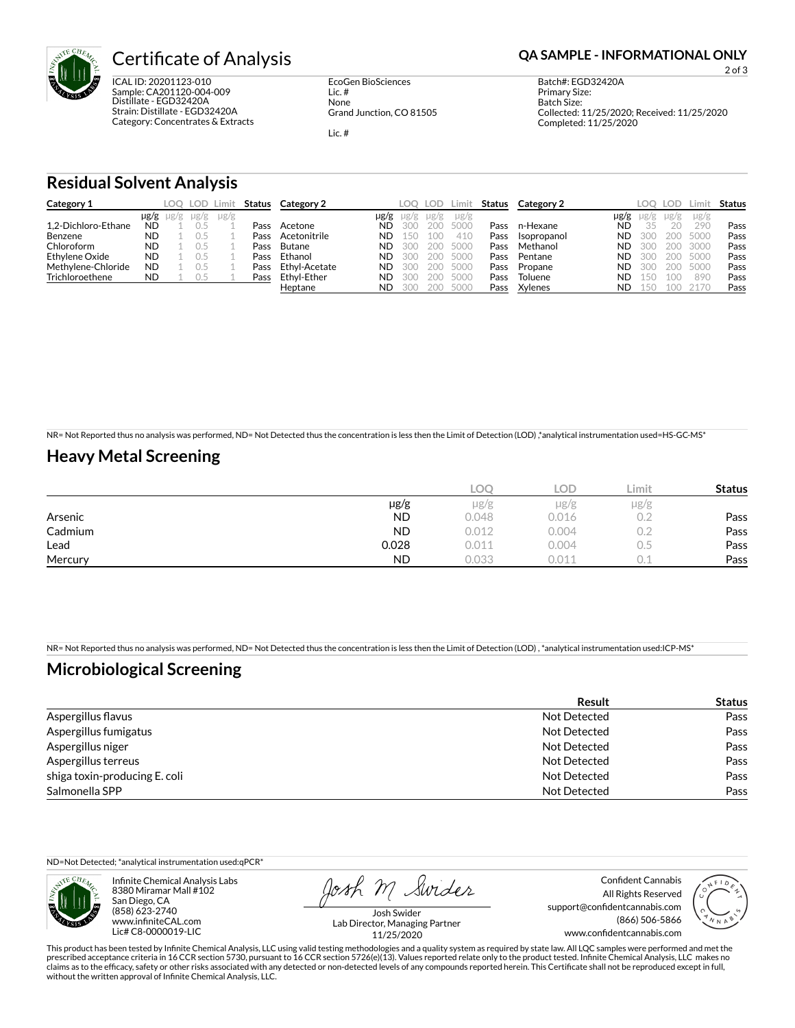# Certificate of Analysis

**QA SAMPLE - INFORMATIONAL ONLY**

ICAL ID: 20201123-010
Sample: CA201120-004-009
Distillate - EGD32420A
Strain: Distillate - EGD32420A
Category: Concentrates & Extracts

EcoGen BioSciences
Lic. #
None
Grand Junction, CO 81505

Lic. #

Batch#: EGD32420A
Primary Size:
Batch Size:
Collected: 11/25/2020; Received: 11/25/2020
Completed: 11/25/2020

## Residual Solvent Analysis

| Category 1 | | LOQ | LOD | Limit | Status |
|---|---|---|---|---|---|
| | μg/g | μg/g | μg/g | μg/g | |
| 1,2-Dichloro-Ethane | ND | 1 | 0.5 | 1 | Pass |
| Benzene | ND | 1 | 0.5 | 1 | Pass |
| Chloroform | ND | 1 | 0.5 | 1 | Pass |
| Ethylene Oxide | ND | 1 | 0.5 | 1 | Pass |
| Methylene-Chloride | ND | 1 | 0.5 | 1 | Pass |
| Trichloroethene | ND | 1 | 0.5 | 1 | Pass |

| Category 2 | | LOQ | LOD | Limit | Status |
|---|---|---|---|---|---|
| | μg/g | μg/g | μg/g | μg/g | |
| Acetone | ND | 300 | 200 | 5000 | Pass |
| Acetonitrile | ND | 150 | 100 | 410 | Pass |
| Butane | ND | 300 | 200 | 5000 | Pass |
| Ethanol | ND | 300 | 200 | 5000 | Pass |
| Ethyl-Acetate | ND | 300 | 200 | 5000 | Pass |
| Ethyl-Ether | ND | 300 | 200 | 5000 | Pass |
| Heptane | ND | 300 | 200 | 5000 | Pass |

| Category 2 | | LOQ | LOD | Limit | Status |
|---|---|---|---|---|---|
| | μg/g | μg/g | μg/g | μg/g | |
| n-Hexane | ND | 35 | 20 | 290 | Pass |
| Isopropanol | ND | 300 | 200 | 5000 | Pass |
| Methanol | ND | 300 | 200 | 3000 | Pass |
| Pentane | ND | 300 | 200 | 5000 | Pass |
| Propane | ND | 300 | 200 | 5000 | Pass |
| Toluene | ND | 150 | 100 | 890 | Pass |
| Xylenes | ND | 150 | 100 | 2170 | Pass |

NR= Not Reported thus no analysis was performed, ND= Not Detected thus the concentration is less then the Limit of Detection (LOD) ,*analytical instrumentation used=HS-GC-MS*

## Heavy Metal Screening

| | | LOQ | LOD | Limit | Status |
|---|---|---|---|---|---|
| | μg/g | μg/g | μg/g | μg/g | |
| Arsenic | ND | 0.048 | 0.016 | 0.2 | Pass |
| Cadmium | ND | 0.012 | 0.004 | 0.2 | Pass |
| Lead | 0.028 | 0.011 | 0.004 | 0.5 | Pass |
| Mercury | ND | 0.033 | 0.011 | 0.1 | Pass |

NR= Not Reported thus no analysis was performed, ND= Not Detected thus the concentration is less then the Limit of Detection (LOD) , *analytical instrumentation used:ICP-MS*

## Microbiological Screening

| | Result | Status |
|---|---|---|
| Aspergillus flavus | Not Detected | Pass |
| Aspergillus fumigatus | Not Detected | Pass |
| Aspergillus niger | Not Detected | Pass |
| Aspergillus terreus | Not Detected | Pass |
| shiga toxin-producing E. coli | Not Detected | Pass |
| Salmonella SPP | Not Detected | Pass |

ND=Not Detected; *analytical instrumentation used:qPCR*

Infinite Chemical Analysis Labs
8380 Miramar Mall #102
San Diego, CA
(858) 623-2740
www.infiniteCAL.com
Lic# C8-0000019-LIC

Josh M Swider
Josh Swider
Lab Director, Managing Partner
11/25/2020

Confident Cannabis
All Rights Reserved
support@confidentcannabis.com
(866) 506-5866
www.confidentcannabis.com

This product has been tested by Infinite Chemical Analysis, LLC using valid testing methodologies and a quality system as required by state law. All LQC samples were performed and met the prescribed acceptance criteria in 16 CCR section 5730, pursuant to 16 CCR section 5726(e)(13). Values reported relate only to the product tested. Infinite Chemical Analysis, LLC makes no claims as to the efficacy, safety or other risks associated with any detected or non-detected levels of any compounds reported herein. This Certificate shall not be reproduced except in full, without the written approval of Infinite Chemical Analysis, LLC.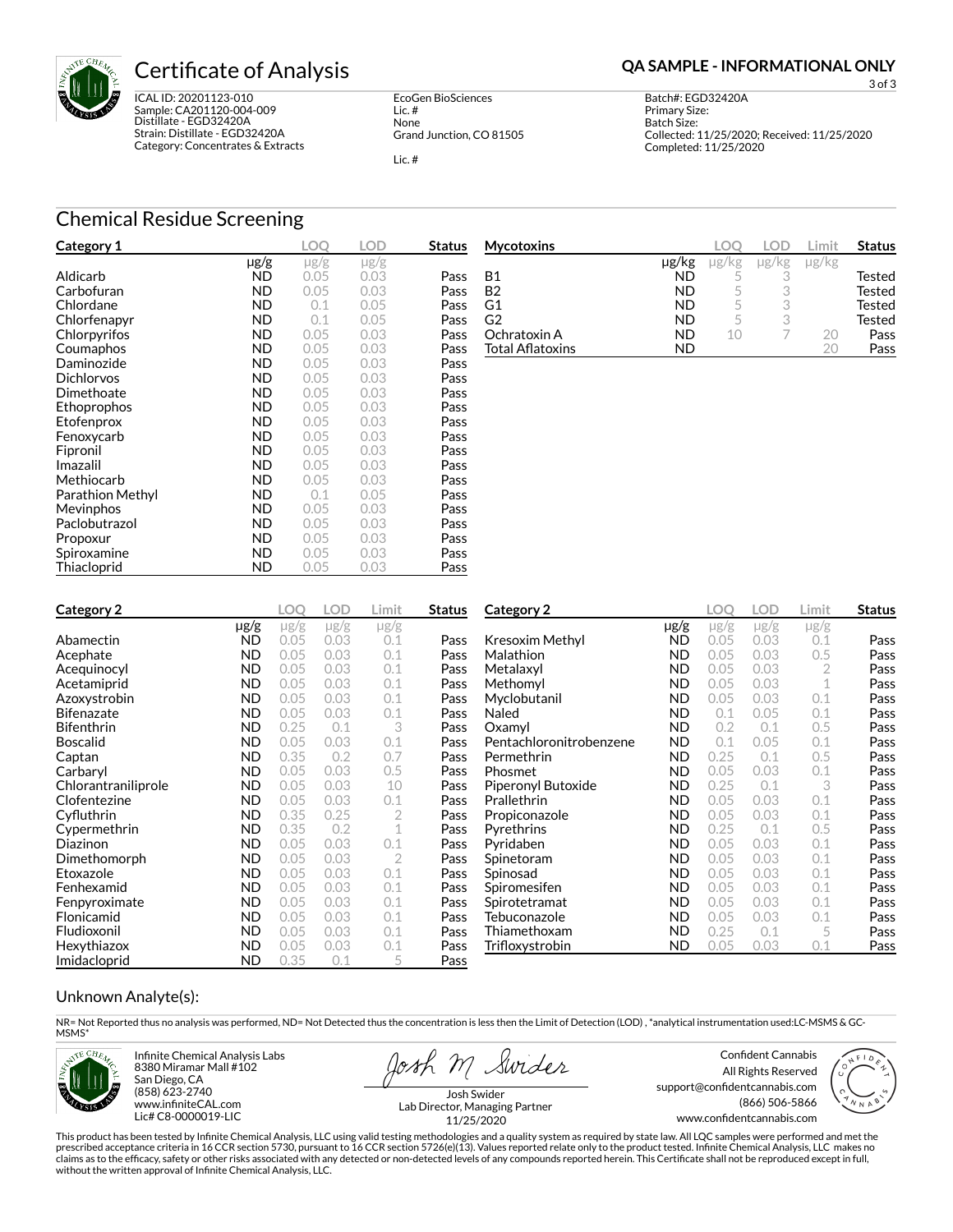# Certificate of Analysis

**QA SAMPLE - INFORMATIONAL ONLY**

ICAL ID: 20201123-010
Sample: CA201120-004-009
Distillate - EGD32420A
Strain: Distillate - EGD32420A
Category: Concentrates & Extracts

EcoGen BioSciences
Lic. #
None
Grand Junction, CO 81505

Lic. #

Batch#: EGD32420A
Primary Size:
Batch Size:
Collected: 11/25/2020; Received: 11/25/2020
Completed: 11/25/2020

## Chemical Residue Screening

| Category 1 | | LOQ | LOD | Status |
|---|---|---|---|---|
| | μg/g | μg/g | μg/g | |
| Aldicarb | ND | 0.05 | 0.03 | Pass |
| Carbofuran | ND | 0.05 | 0.03 | Pass |
| Chlordane | ND | 0.1 | 0.05 | Pass |
| Chlorfenapyr | ND | 0.1 | 0.05 | Pass |
| Chlorpyrifos | ND | 0.05 | 0.03 | Pass |
| Coumaphos | ND | 0.05 | 0.03 | Pass |
| Daminozide | ND | 0.05 | 0.03 | Pass |
| Dichlorvos | ND | 0.05 | 0.03 | Pass |
| Dimethoate | ND | 0.05 | 0.03 | Pass |
| Ethoprophos | ND | 0.05 | 0.03 | Pass |
| Etofenprox | ND | 0.05 | 0.03 | Pass |
| Fenoxycarb | ND | 0.05 | 0.03 | Pass |
| Fipronil | ND | 0.05 | 0.03 | Pass |
| Imazalil | ND | 0.05 | 0.03 | Pass |
| Methiocarb | ND | 0.05 | 0.03 | Pass |
| Parathion Methyl | ND | 0.1 | 0.05 | Pass |
| Mevinphos | ND | 0.05 | 0.03 | Pass |
| Paclobutrazol | ND | 0.05 | 0.03 | Pass |
| Propoxur | ND | 0.05 | 0.03 | Pass |
| Spiroxamine | ND | 0.05 | 0.03 | Pass |
| Thiacloprid | ND | 0.05 | 0.03 | Pass |

| Mycotoxins | | LOQ | LOD | Limit | Status |
|---|---|---|---|---|---|
| | μg/kg | μg/kg | μg/kg | μg/kg | |
| B1 | ND | 5 | 3 | | Tested |
| B2 | ND | 5 | 3 | | Tested |
| G1 | ND | 5 | 3 | | Tested |
| G2 | ND | 5 | 3 | | Tested |
| Ochratoxin A | ND | 10 | 7 | 20 | Pass |
| Total Aflatoxins | ND | | | 20 | Pass |

| Category 2 | | LOQ | LOD | Limit | Status |
|---|---|---|---|---|---|
| | μg/g | μg/g | μg/g | μg/g | |
| Abamectin | ND | 0.05 | 0.03 | 0.1 | Pass |
| Acephate | ND | 0.05 | 0.03 | 0.1 | Pass |
| Acequinocyl | ND | 0.05 | 0.03 | 0.1 | Pass |
| Acetamiprid | ND | 0.05 | 0.03 | 0.1 | Pass |
| Azoxystrobin | ND | 0.05 | 0.03 | 0.1 | Pass |
| Bifenazate | ND | 0.05 | 0.03 | 0.1 | Pass |
| Bifenthrin | ND | 0.25 | 0.1 | 3 | Pass |
| Boscalid | ND | 0.05 | 0.03 | 0.1 | Pass |
| Captan | ND | 0.35 | 0.2 | 0.7 | Pass |
| Carbaryl | ND | 0.05 | 0.03 | 0.5 | Pass |
| Chlorantraniliprole | ND | 0.05 | 0.03 | 10 | Pass |
| Clofentezine | ND | 0.05 | 0.03 | 0.1 | Pass |
| Cyfluthrin | ND | 0.35 | 0.25 | 2 | Pass |
| Cypermethrin | ND | 0.35 | 0.2 | 1 | Pass |
| Diazinon | ND | 0.05 | 0.03 | 0.1 | Pass |
| Dimethomorph | ND | 0.05 | 0.03 | 2 | Pass |
| Etoxazole | ND | 0.05 | 0.03 | 0.1 | Pass |
| Fenhexamid | ND | 0.05 | 0.03 | 0.1 | Pass |
| Fenpyroximate | ND | 0.05 | 0.03 | 0.1 | Pass |
| Flonicamid | ND | 0.05 | 0.03 | 0.1 | Pass |
| Fludioxonil | ND | 0.05 | 0.03 | 0.1 | Pass |
| Hexythiazox | ND | 0.05 | 0.03 | 0.1 | Pass |
| Imidacloprid | ND | 0.35 | 0.1 | 5 | Pass |
| Kresoxim Methyl | ND | 0.05 | 0.03 | 0.1 | Pass |
| Malathion | ND | 0.05 | 0.03 | 0.5 | Pass |
| Metalaxyl | ND | 0.05 | 0.03 | 2 | Pass |
| Methomyl | ND | 0.05 | 0.03 | 1 | Pass |
| Myclobutanil | ND | 0.05 | 0.03 | 0.1 | Pass |
| Naled | ND | 0.1 | 0.05 | 0.1 | Pass |
| Oxamyl | ND | 0.2 | 0.1 | 0.5 | Pass |
| Pentachloronitrobenzene | ND | 0.1 | 0.05 | 0.1 | Pass |
| Permethrin | ND | 0.25 | 0.1 | 0.5 | Pass |
| Phosmet | ND | 0.05 | 0.03 | 0.1 | Pass |
| Piperonyl Butoxide | ND | 0.25 | 0.1 | 3 | Pass |
| Prallethrin | ND | 0.05 | 0.03 | 0.1 | Pass |
| Propiconazole | ND | 0.05 | 0.03 | 0.1 | Pass |
| Pyrethrins | ND | 0.25 | 0.1 | 0.5 | Pass |
| Pyridaben | ND | 0.05 | 0.03 | 0.1 | Pass |
| Spinetoram | ND | 0.05 | 0.03 | 0.1 | Pass |
| Spinosad | ND | 0.05 | 0.03 | 0.1 | Pass |
| Spiromesifen | ND | 0.05 | 0.03 | 0.1 | Pass |
| Spirotetramat | ND | 0.05 | 0.03 | 0.1 | Pass |
| Tebuconazole | ND | 0.05 | 0.03 | 0.1 | Pass |
| Thiamethoxam | ND | 0.25 | 0.1 | 5 | Pass |
| Trifloxystrobin | ND | 0.05 | 0.03 | 0.1 | Pass |

## Unknown Analyte(s):

NR= Not Reported thus no analysis was performed, ND= Not Detected thus the concentration is less then the Limit of Detection (LOD) , *analytical instrumentation used:LC-MSMS & GC-MSMS*

Infinite Chemical Analysis Labs
8380 Miramar Mall #102
San Diego, CA
(858) 623-2740
www.infiniteCAL.com
Lic# C8-0000019-LIC

Josh Swider
Lab Director, Managing Partner
11/25/2020

Confident Cannabis
All Rights Reserved
support@confidentcannabis.com
(866) 506-5866
www.confidentcannabis.com

This product has been tested by Infinite Chemical Analysis, LLC using valid testing methodologies and a quality system as required by state law. All LQC samples were performed and met the prescribed acceptance criteria in 16 CCR section 5730, pursuant to 16 CCR section 5726(e)(13). Values reported relate only to the product tested. Infinite Chemical Analysis, LLC makes no claims as to the efficacy, safety or other risks associated with any detected or non-detected levels of any compounds reported herein. This Certificate shall not be reproduced except in full, without the written approval of Infinite Chemical Analysis, LLC.